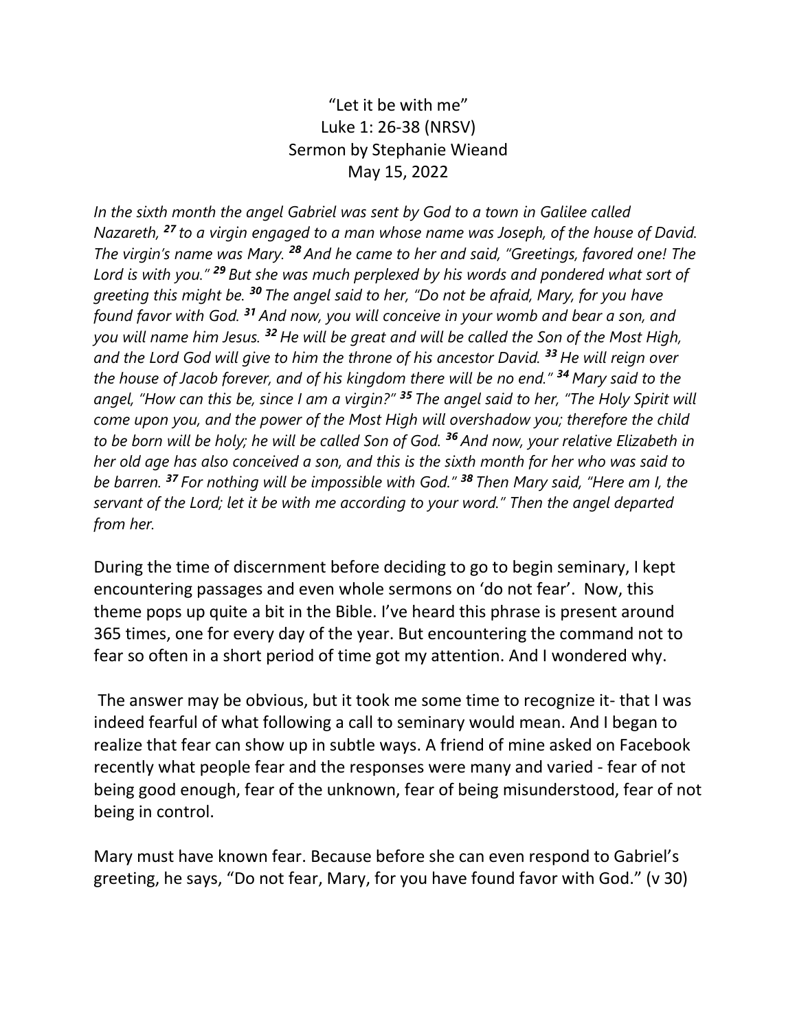# "Let it be with me"

Luke 1: 26-38 (NRSV)

Sermon by Stephanie Wieand

May 15, 2022

*In the sixth month the angel Gabriel was sent by God to a town in Galilee called Nazareth, **27** to a virgin engaged to a man whose name was Joseph, of the house of David. The virgin's name was Mary. **28** And he came to her and said, "Greetings, favored one! The Lord is with you." **29** But she was much perplexed by his words and pondered what sort of greeting this might be. **30** The angel said to her, "Do not be afraid, Mary, for you have found favor with God. **31** And now, you will conceive in your womb and bear a son, and you will name him Jesus. **32** He will be great and will be called the Son of the Most High, and the Lord God will give to him the throne of his ancestor David. **33** He will reign over the house of Jacob forever, and of his kingdom there will be no end." **34** Mary said to the angel, "How can this be, since I am a virgin?" **35** The angel said to her, "The Holy Spirit will come upon you, and the power of the Most High will overshadow you; therefore the child to be born will be holy; he will be called Son of God. **36** And now, your relative Elizabeth in her old age has also conceived a son, and this is the sixth month for her who was said to be barren. **37** For nothing will be impossible with God." **38** Then Mary said, "Here am I, the servant of the Lord; let it be with me according to your word." Then the angel departed from her.*

During the time of discernment before deciding to go to begin seminary, I kept encountering passages and even whole sermons on 'do not fear'. Now, this theme pops up quite a bit in the Bible. I've heard this phrase is present around 365 times, one for every day of the year. But encountering the command not to fear so often in a short period of time got my attention. And I wondered why.

The answer may be obvious, but it took me some time to recognize it- that I was indeed fearful of what following a call to seminary would mean. And I began to realize that fear can show up in subtle ways. A friend of mine asked on Facebook recently what people fear and the responses were many and varied - fear of not being good enough, fear of the unknown, fear of being misunderstood, fear of not being in control.

Mary must have known fear. Because before she can even respond to Gabriel's greeting, he says, "Do not fear, Mary, for you have found favor with God." (v 30)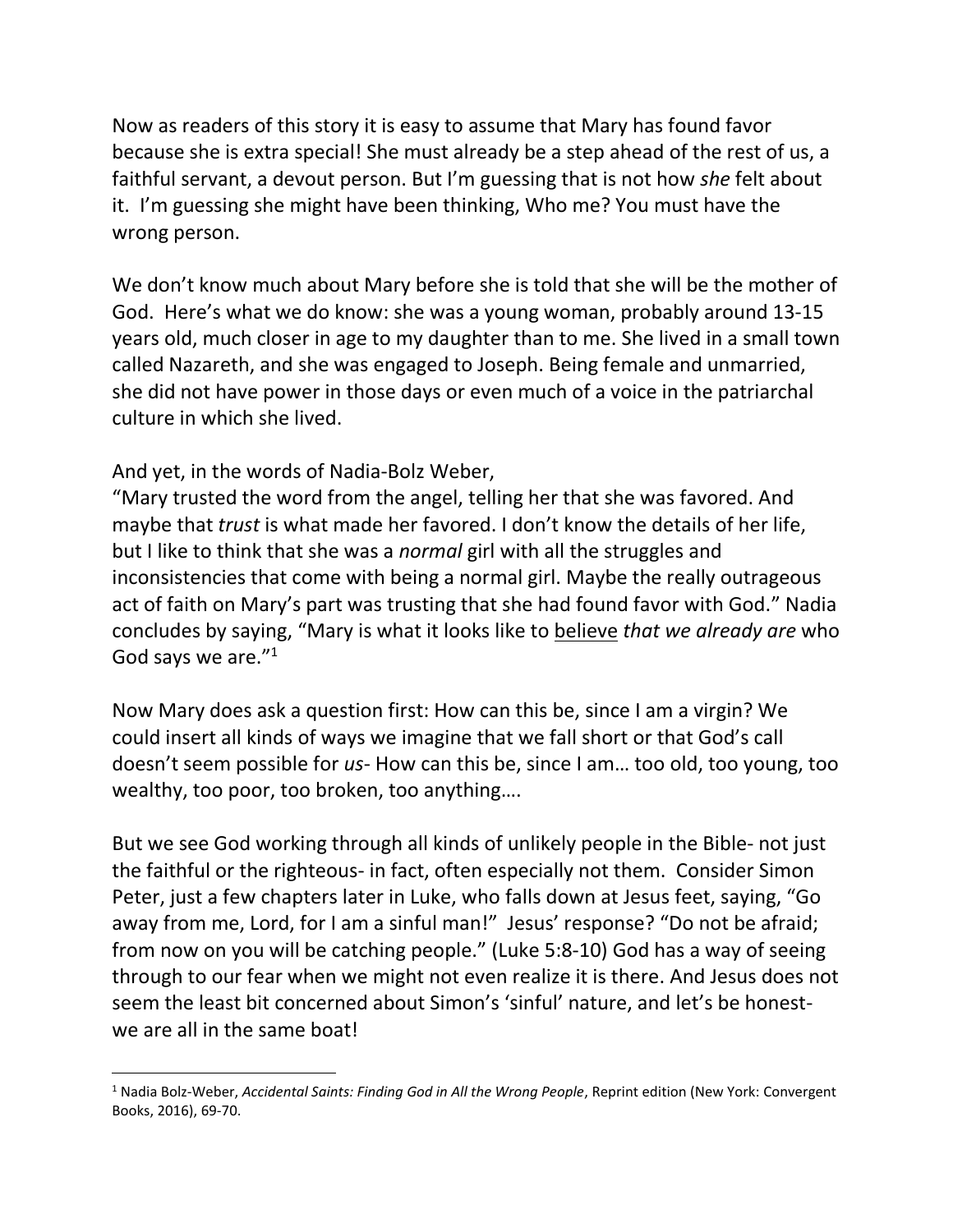Now as readers of this story it is easy to assume that Mary has found favor because she is extra special! She must already be a step ahead of the rest of us, a faithful servant, a devout person. But I'm guessing that is not how *she* felt about it. I'm guessing she might have been thinking, Who me? You must have the wrong person.

We don't know much about Mary before she is told that she will be the mother of God. Here's what we do know: she was a young woman, probably around 13-15 years old, much closer in age to my daughter than to me. She lived in a small town called Nazareth, and she was engaged to Joseph. Being female and unmarried, she did not have power in those days or even much of a voice in the patriarchal culture in which she lived.

And yet, in the words of Nadia-Bolz Weber,
"Mary trusted the word from the angel, telling her that she was favored. And maybe that *trust* is what made her favored. I don't know the details of her life, but I like to think that she was a *normal* girl with all the struggles and inconsistencies that come with being a normal girl. Maybe the really outrageous act of faith on Mary's part was trusting that she had found favor with God." Nadia concludes by saying, "Mary is what it looks like to <u>believe</u> *that we already are* who God says we are."[1]

Now Mary does ask a question first: How can this be, since I am a virgin? We could insert all kinds of ways we imagine that we fall short or that God's call doesn't seem possible for *us*- How can this be, since I am… too old, too young, too wealthy, too poor, too broken, too anything….

But we see God working through all kinds of unlikely people in the Bible- not just the faithful or the righteous- in fact, often especially not them. Consider Simon Peter, just a few chapters later in Luke, who falls down at Jesus feet, saying, "Go away from me, Lord, for I am a sinful man!" Jesus' response? "Do not be afraid; from now on you will be catching people." (Luke 5:8-10) God has a way of seeing through to our fear when we might not even realize it is there. And Jesus does not seem the least bit concerned about Simon's 'sinful' nature, and let's be honest- we are all in the same boat!

---

[1] Nadia Bolz-Weber, *Accidental Saints: Finding God in All the Wrong People*, Reprint edition (New York: Convergent Books, 2016), 69-70.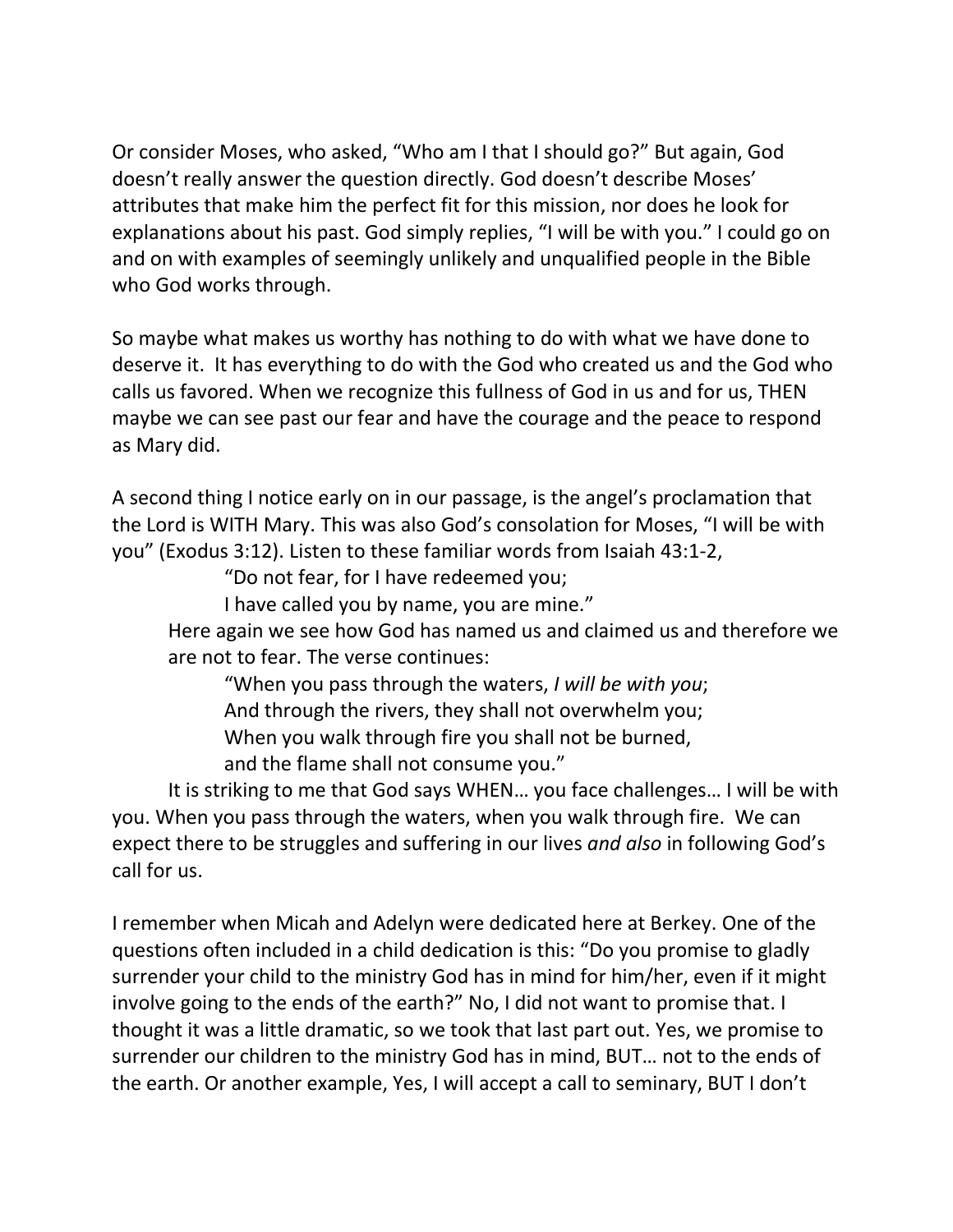Or consider Moses, who asked, "Who am I that I should go?" But again, God doesn't really answer the question directly. God doesn't describe Moses' attributes that make him the perfect fit for this mission, nor does he look for explanations about his past. God simply replies, "I will be with you." I could go on and on with examples of seemingly unlikely and unqualified people in the Bible who God works through.

So maybe what makes us worthy has nothing to do with what we have done to deserve it. It has everything to do with the God who created us and the God who calls us favored. When we recognize this fullness of God in us and for us, THEN maybe we can see past our fear and have the courage and the peace to respond as Mary did.

A second thing I notice early on in our passage, is the angel's proclamation that the Lord is WITH Mary. This was also God's consolation for Moses, "I will be with you" (Exodus 3:12). Listen to these familiar words from Isaiah 43:1-2,

> "Do not fear, for I have redeemed you;
> I have called you by name, you are mine."

Here again we see how God has named us and claimed us and therefore we are not to fear. The verse continues:

> "When you pass through the waters, *I will be with you*;
> And through the rivers, they shall not overwhelm you;
> When you walk through fire you shall not be burned,
> and the flame shall not consume you."

It is striking to me that God says WHEN… you face challenges… I will be with you. When you pass through the waters, when you walk through fire. We can expect there to be struggles and suffering in our lives *and also* in following God's call for us.

I remember when Micah and Adelyn were dedicated here at Berkey. One of the questions often included in a child dedication is this: "Do you promise to gladly surrender your child to the ministry God has in mind for him/her, even if it might involve going to the ends of the earth?" No, I did not want to promise that. I thought it was a little dramatic, so we took that last part out. Yes, we promise to surrender our children to the ministry God has in mind, BUT… not to the ends of the earth. Or another example, Yes, I will accept a call to seminary, BUT I don't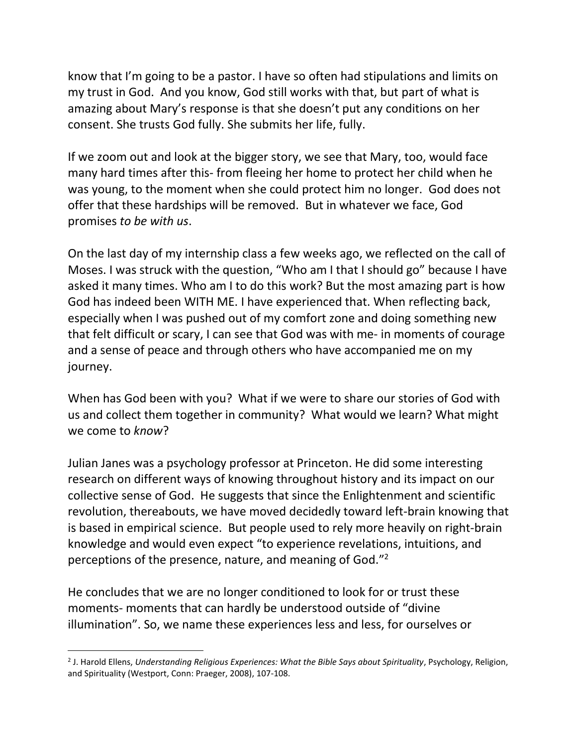know that I'm going to be a pastor. I have so often had stipulations and limits on my trust in God. And you know, God still works with that, but part of what is amazing about Mary's response is that she doesn't put any conditions on her consent. She trusts God fully. She submits her life, fully.

If we zoom out and look at the bigger story, we see that Mary, too, would face many hard times after this- from fleeing her home to protect her child when he was young, to the moment when she could protect him no longer. God does not offer that these hardships will be removed. But in whatever we face, God promises *to be with us*.

On the last day of my internship class a few weeks ago, we reflected on the call of Moses. I was struck with the question, "Who am I that I should go" because I have asked it many times. Who am I to do this work? But the most amazing part is how God has indeed been WITH ME. I have experienced that. When reflecting back, especially when I was pushed out of my comfort zone and doing something new that felt difficult or scary, I can see that God was with me- in moments of courage and a sense of peace and through others who have accompanied me on my journey.

When has God been with you? What if we were to share our stories of God with us and collect them together in community? What would we learn? What might we come to *know*?

Julian Janes was a psychology professor at Princeton. He did some interesting research on different ways of knowing throughout history and its impact on our collective sense of God. He suggests that since the Enlightenment and scientific revolution, thereabouts, we have moved decidedly toward left-brain knowing that is based in empirical science. But people used to rely more heavily on right-brain knowledge and would even expect "to experience revelations, intuitions, and perceptions of the presence, nature, and meaning of God."[2]

He concludes that we are no longer conditioned to look for or trust these moments- moments that can hardly be understood outside of "divine illumination". So, we name these experiences less and less, for ourselves or

---

[2] J. Harold Ellens, *Understanding Religious Experiences: What the Bible Says about Spirituality*, Psychology, Religion, and Spirituality (Westport, Conn: Praeger, 2008), 107-108.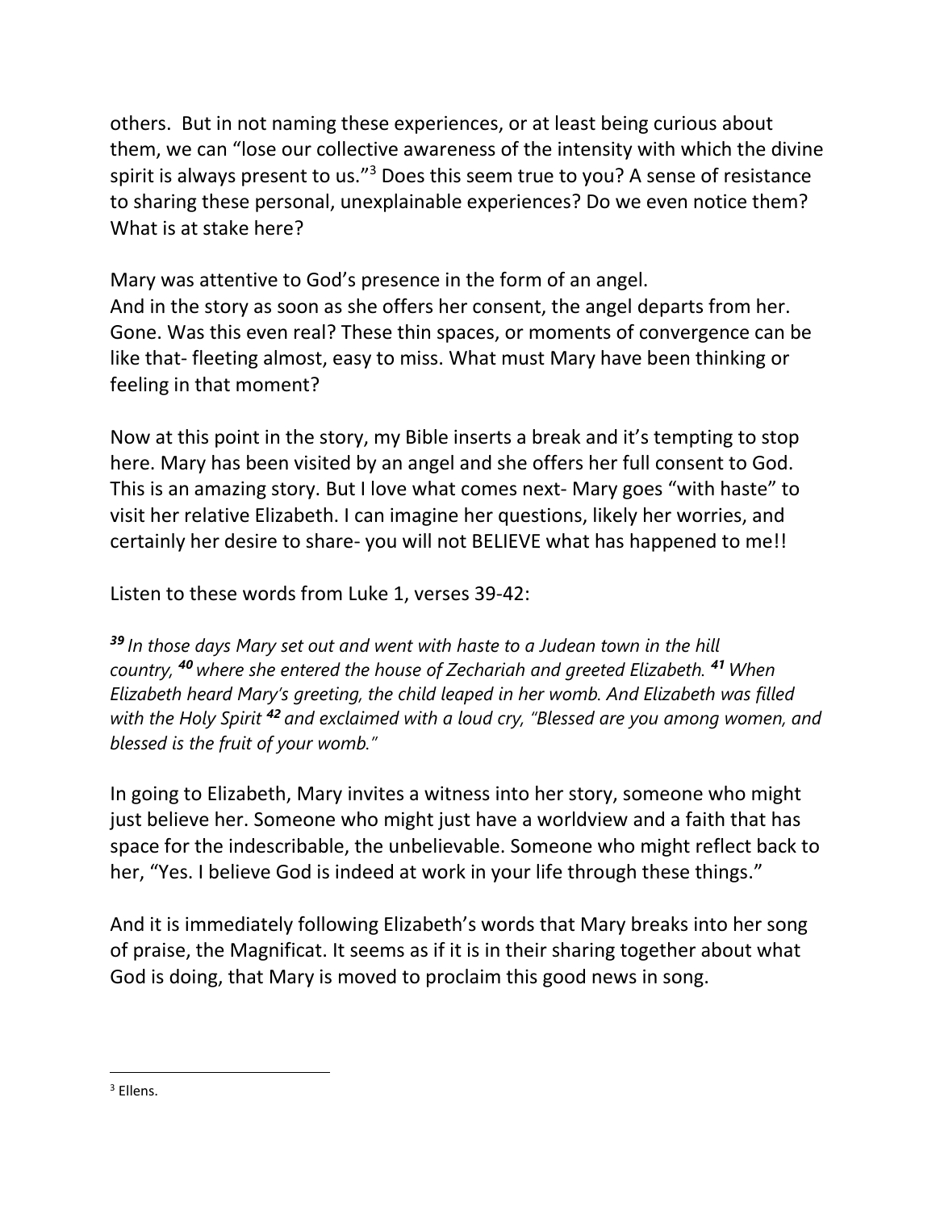others.  But in not naming these experiences, or at least being curious about them, we can "lose our collective awareness of the intensity with which the divine spirit is always present to us."[3] Does this seem true to you? A sense of resistance to sharing these personal, unexplainable experiences? Do we even notice them? What is at stake here?

Mary was attentive to God's presence in the form of an angel.
And in the story as soon as she offers her consent, the angel departs from her. Gone. Was this even real? These thin spaces, or moments of convergence can be like that- fleeting almost, easy to miss. What must Mary have been thinking or feeling in that moment?

Now at this point in the story, my Bible inserts a break and it's tempting to stop here. Mary has been visited by an angel and she offers her full consent to God. This is an amazing story. But I love what comes next- Mary goes "with haste" to visit her relative Elizabeth. I can imagine her questions, likely her worries, and certainly her desire to share- you will not BELIEVE what has happened to me!!

Listen to these words from Luke 1, verses 39-42:

***39*** *In those days Mary set out and went with haste to a Judean town in the hill country,* ***40*** *where she entered the house of Zechariah and greeted Elizabeth.* ***41*** *When Elizabeth heard Mary's greeting, the child leaped in her womb. And Elizabeth was filled with the Holy Spirit* ***42*** *and exclaimed with a loud cry, "Blessed are you among women, and blessed is the fruit of your womb."*

In going to Elizabeth, Mary invites a witness into her story, someone who might just believe her. Someone who might just have a worldview and a faith that has space for the indescribable, the unbelievable. Someone who might reflect back to her, "Yes. I believe God is indeed at work in your life through these things."

And it is immediately following Elizabeth's words that Mary breaks into her song of praise, the Magnificat. It seems as if it is in their sharing together about what God is doing, that Mary is moved to proclaim this good news in song.

---

[3] Ellens.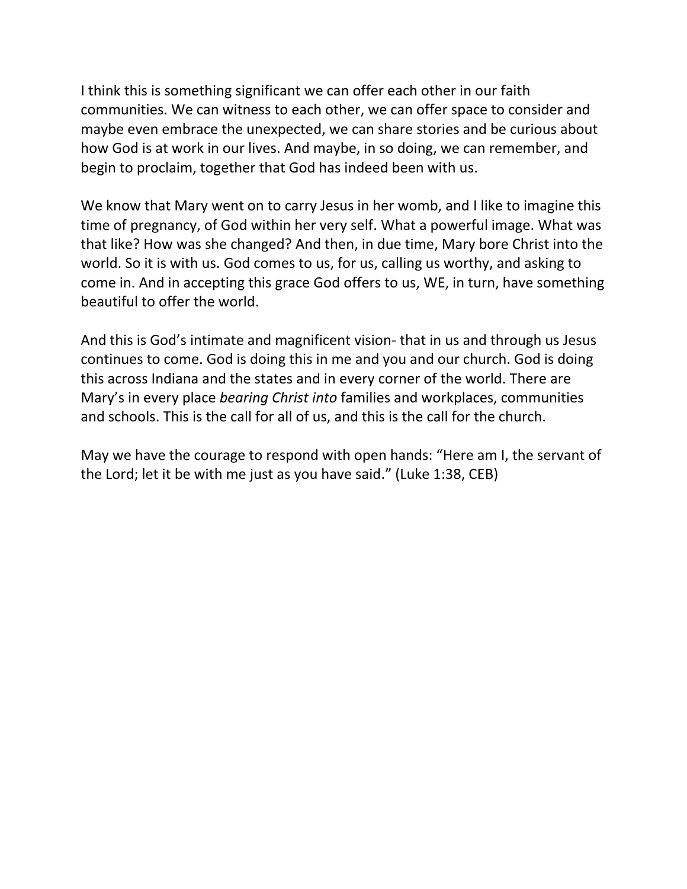I think this is something significant we can offer each other in our faith communities. We can witness to each other, we can offer space to consider and maybe even embrace the unexpected, we can share stories and be curious about how God is at work in our lives. And maybe, in so doing, we can remember, and begin to proclaim, together that God has indeed been with us.

We know that Mary went on to carry Jesus in her womb, and I like to imagine this time of pregnancy, of God within her very self. What a powerful image. What was that like? How was she changed? And then, in due time, Mary bore Christ into the world. So it is with us. God comes to us, for us, calling us worthy, and asking to come in. And in accepting this grace God offers to us, WE, in turn, have something beautiful to offer the world.

And this is God's intimate and magnificent vision- that in us and through us Jesus continues to come. God is doing this in me and you and our church. God is doing this across Indiana and the states and in every corner of the world. There are Mary's in every place *bearing Christ into* families and workplaces, communities and schools. This is the call for all of us, and this is the call for the church.

May we have the courage to respond with open hands: "Here am I, the servant of the Lord; let it be with me just as you have said." (Luke 1:38, CEB)